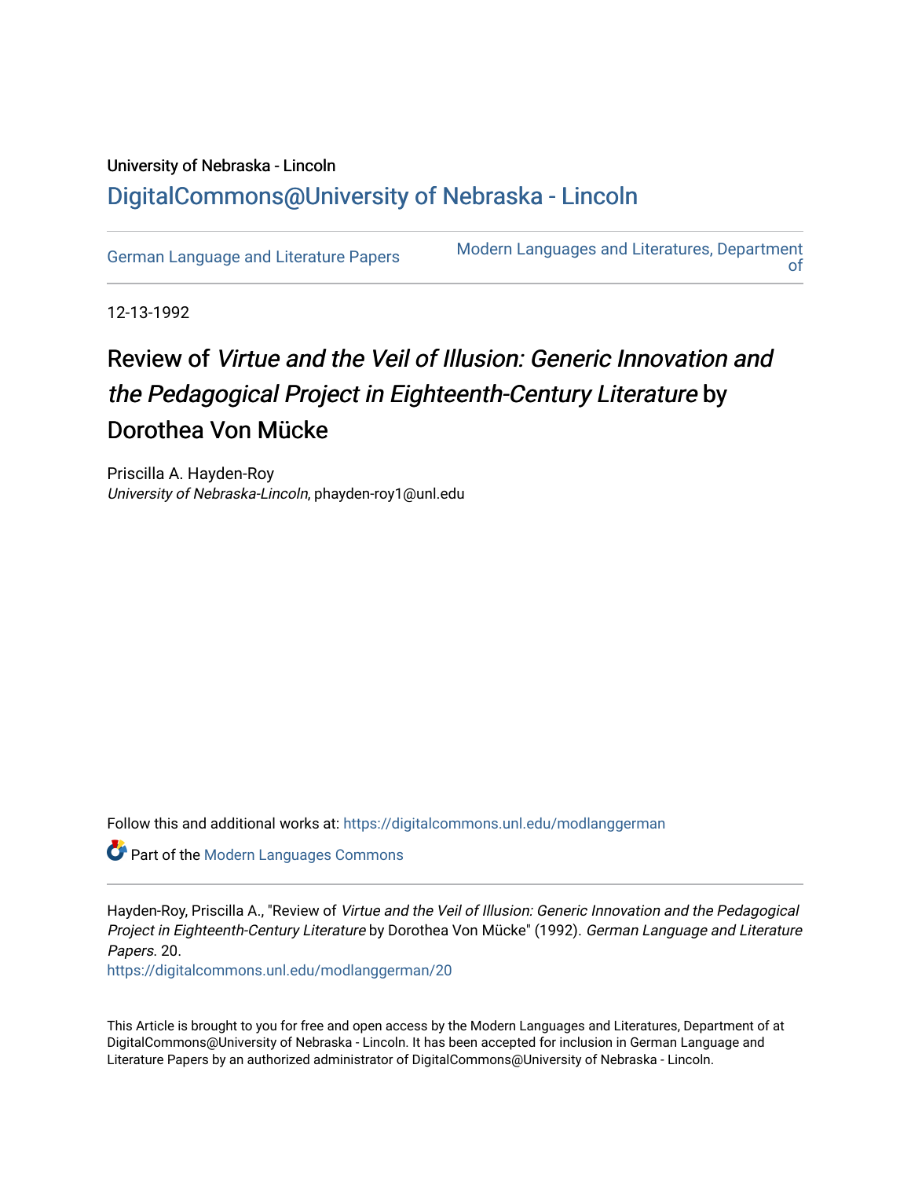University of Nebraska - Lincoln

# DigitalCommons@University of Nebraska - Lincoln

German Language and Literature Papers | Modern Languages and Literatures, Department of

12-13-1992

# Review of *Virtue and the Veil of Illusion: Generic Innovation and the Pedagogical Project in Eighteenth-Century Literature* by Dorothea Von Mücke

Priscilla A. Hayden-Roy
*University of Nebraska-Lincoln*, phayden-roy1@unl.edu

Follow this and additional works at: https://digitalcommons.unl.edu/modlanggerman

Part of the Modern Languages Commons

Hayden-Roy, Priscilla A., "Review of *Virtue and the Veil of Illusion: Generic Innovation and the Pedagogical Project in Eighteenth-Century Literature* by Dorothea Von Mücke" (1992). *German Language and Literature Papers*. 20.
https://digitalcommons.unl.edu/modlanggerman/20

This Article is brought to you for free and open access by the Modern Languages and Literatures, Department of at DigitalCommons@University of Nebraska - Lincoln. It has been accepted for inclusion in German Language and Literature Papers by an authorized administrator of DigitalCommons@University of Nebraska - Lincoln.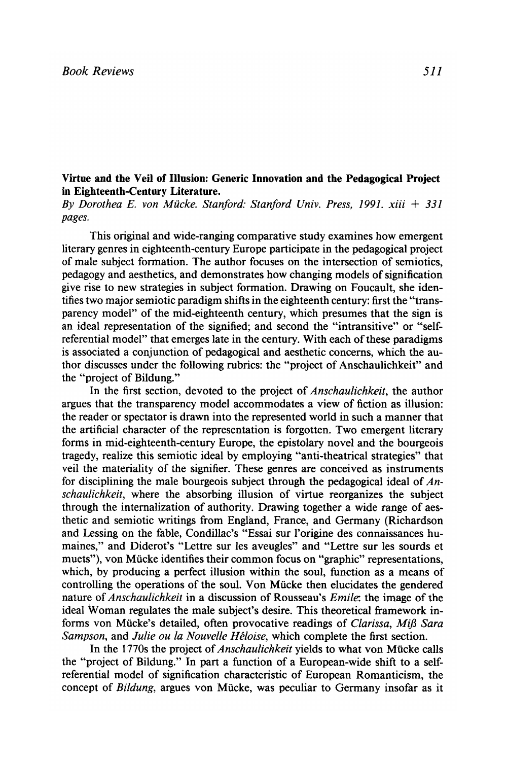**Virtue and the Veil of Illusion: Generic Innovation and the Pedagogical Project in Eighteenth-Century Literature.**

*By Dorothea E. von Mücke. Stanford: Stanford Univ. Press, 1991. xiii + 331 pages.*

This original and wide-ranging comparative study examines how emergent literary genres in eighteenth-century Europe participate in the pedagogical project of male subject formation. The author focuses on the intersection of semiotics, pedagogy and aesthetics, and demonstrates how changing models of signification give rise to new strategies in subject formation. Drawing on Foucault, she identifies two major semiotic paradigm shifts in the eighteenth century: first the "transparency model" of the mid-eighteenth century, which presumes that the sign is an ideal representation of the signified; and second the "intransitive" or "self-referential model" that emerges late in the century. With each of these paradigms is associated a conjunction of pedagogical and aesthetic concerns, which the author discusses under the following rubrics: the "project of Anschaulichkeit" and the "project of Bildung."

In the first section, devoted to the project of *Anschaulichkeit*, the author argues that the transparency model accommodates a view of fiction as illusion: the reader or spectator is drawn into the represented world in such a manner that the artificial character of the representation is forgotten. Two emergent literary forms in mid-eighteenth-century Europe, the epistolary novel and the bourgeois tragedy, realize this semiotic ideal by employing "anti-theatrical strategies" that veil the materiality of the signifier. These genres are conceived as instruments for disciplining the male bourgeois subject through the pedagogical ideal of *Anschaulichkeit*, where the absorbing illusion of virtue reorganizes the subject through the internalization of authority. Drawing together a wide range of aesthetic and semiotic writings from England, France, and Germany (Richardson and Lessing on the fable, Condillac's "Essai sur l'origine des connaissances humaines," and Diderot's "Lettre sur les aveugles" and "Lettre sur les sourds et muets"), von Mücke identifies their common focus on "graphic" representations, which, by producing a perfect illusion within the soul, function as a means of controlling the operations of the soul. Von Mücke then elucidates the gendered nature of *Anschaulichkeit* in a discussion of Rousseau's *Emile*: the image of the ideal Woman regulates the male subject's desire. This theoretical framework informs von Mücke's detailed, often provocative readings of *Clarissa*, *Miß Sara Sampson*, and *Julie ou la Nouvelle Héloise*, which complete the first section.

In the 1770s the project of *Anschaulichkeit* yields to what von Mücke calls the "project of Bildung." In part a function of a European-wide shift to a self-referential model of signification characteristic of European Romanticism, the concept of *Bildung*, argues von Mücke, was peculiar to Germany insofar as it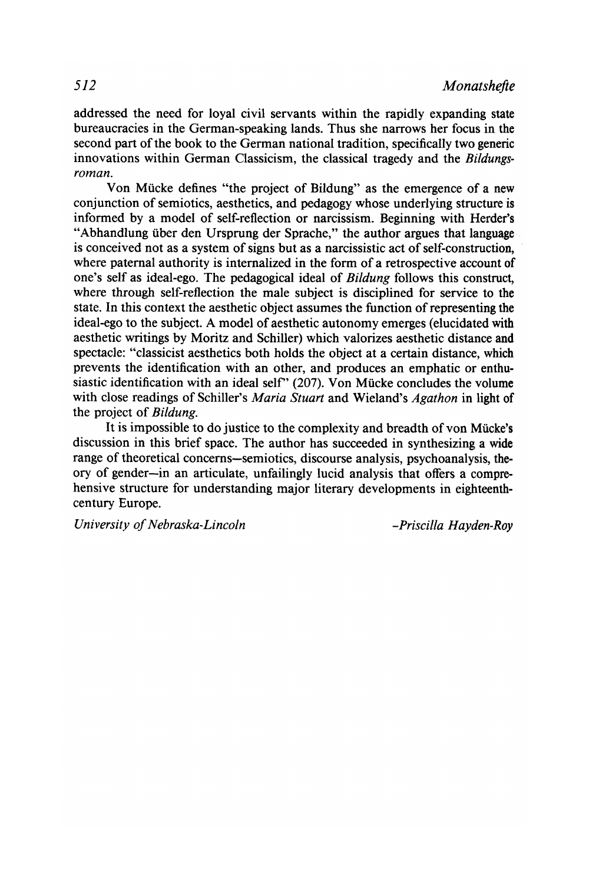addressed the need for loyal civil servants within the rapidly expanding state bureaucracies in the German-speaking lands. Thus she narrows her focus in the second part of the book to the German national tradition, specifically two generic innovations within German Classicism, the classical tragedy and the *Bildungsroman*.

Von Mücke defines "the project of Bildung" as the emergence of a new conjunction of semiotics, aesthetics, and pedagogy whose underlying structure is informed by a model of self-reflection or narcissism. Beginning with Herder's "Abhandlung über den Ursprung der Sprache," the author argues that language is conceived not as a system of signs but as a narcissistic act of self-construction, where paternal authority is internalized in the form of a retrospective account of one's self as ideal-ego. The pedagogical ideal of *Bildung* follows this construct, where through self-reflection the male subject is disciplined for service to the state. In this context the aesthetic object assumes the function of representing the ideal-ego to the subject. A model of aesthetic autonomy emerges (elucidated with aesthetic writings by Moritz and Schiller) which valorizes aesthetic distance and spectacle: "classicist aesthetics both holds the object at a certain distance, which prevents the identification with an other, and produces an emphatic or enthusiastic identification with an ideal self" (207). Von Mücke concludes the volume with close readings of Schiller's *Maria Stuart* and Wieland's *Agathon* in light of the project of *Bildung*.

It is impossible to do justice to the complexity and breadth of von Mücke's discussion in this brief space. The author has succeeded in synthesizing a wide range of theoretical concerns—semiotics, discourse analysis, psychoanalysis, theory of gender—in an articulate, unfailingly lucid analysis that offers a comprehensive structure for understanding major literary developments in eighteenth-century Europe.

*University of Nebraska-Lincoln* —*Priscilla Hayden-Roy*